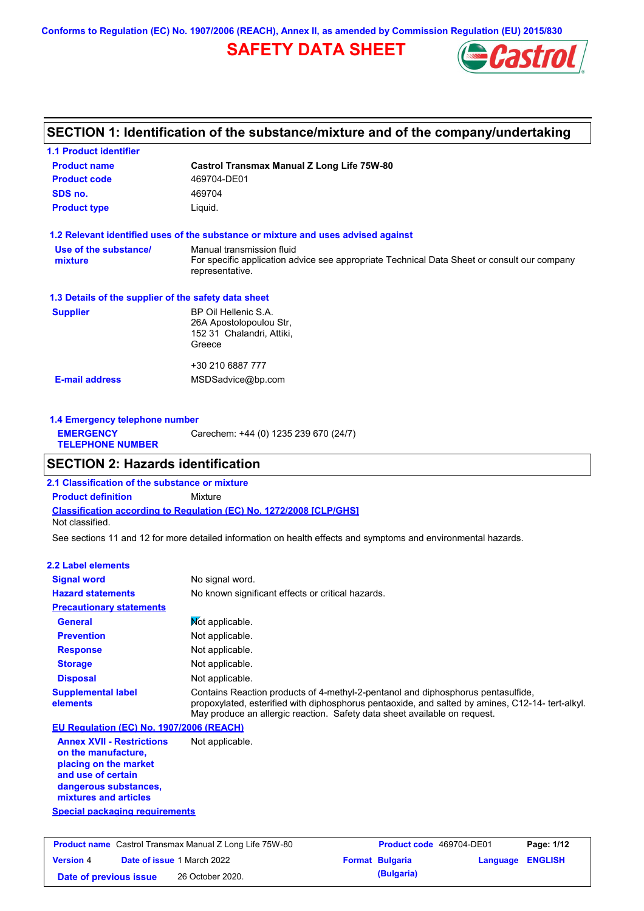Conforms to Regulation (EC) No. 1907/2006 (REACH), Annex II, as amended by Commission Regulation (EU) 2015/830

# SAFETY DATA SHEET

## SECTION 1: Identification of the substance/mixture and of the company/undertaking

### 1.1 Product identifier

| | |
|---|---|
| **Product name** | **Castrol Transmax Manual Z Long Life 75W-80** |
| **Product code** | 469704-DE01 |
| **SDS no.** | 469704 |
| **Product type** | Liquid. |

### 1.2 Relevant identified uses of the substance or mixture and uses advised against

| | |
|---|---|
| **Use of the substance/ mixture** | Manual transmission fluid<br>For specific application advice see appropriate Technical Data Sheet or consult our company representative. |

### 1.3 Details of the supplier of the safety data sheet

| | |
|---|---|
| **Supplier** | BP Oil Hellenic S.A.<br>26A Apostolopoulou Str,<br>152 31 Chalandri, Attiki,<br>Greece<br><br>+30 210 6887 777 |
| **E-mail address** | MSDSadvice@bp.com |

### 1.4 Emergency telephone number

| | |
|---|---|
| **EMERGENCY TELEPHONE NUMBER** | Carechem: +44 (0) 1235 239 670 (24/7) |

## SECTION 2: Hazards identification

### 2.1 Classification of the substance or mixture

**Product definition** Mixture

**Classification according to Regulation (EC) No. 1272/2008 [CLP/GHS]**

Not classified.

See sections 11 and 12 for more detailed information on health effects and symptoms and environmental hazards.

### 2.2 Label elements

| | |
|---|---|
| **Signal word** | No signal word. |
| **Hazard statements** | No known significant effects or critical hazards. |
| **Precautionary statements** | |
| **General** | Not applicable. |
| **Prevention** | Not applicable. |
| **Response** | Not applicable. |
| **Storage** | Not applicable. |
| **Disposal** | Not applicable. |
| **Supplemental label elements** | Contains Reaction products of 4-methyl-2-pentanol and diphosphorus pentasulfide, propoxylated, esterified with diphosphorus pentaoxide, and salted by amines, C12-14- tert-alkyl. May produce an allergic reaction. Safety data sheet available on request. |

**EU Regulation (EC) No. 1907/2006 (REACH)**

| | |
|---|---|
| **Annex XVII - Restrictions on the manufacture, placing on the market and use of certain dangerous substances, mixtures and articles** | Not applicable. |

**Special packaging requirements**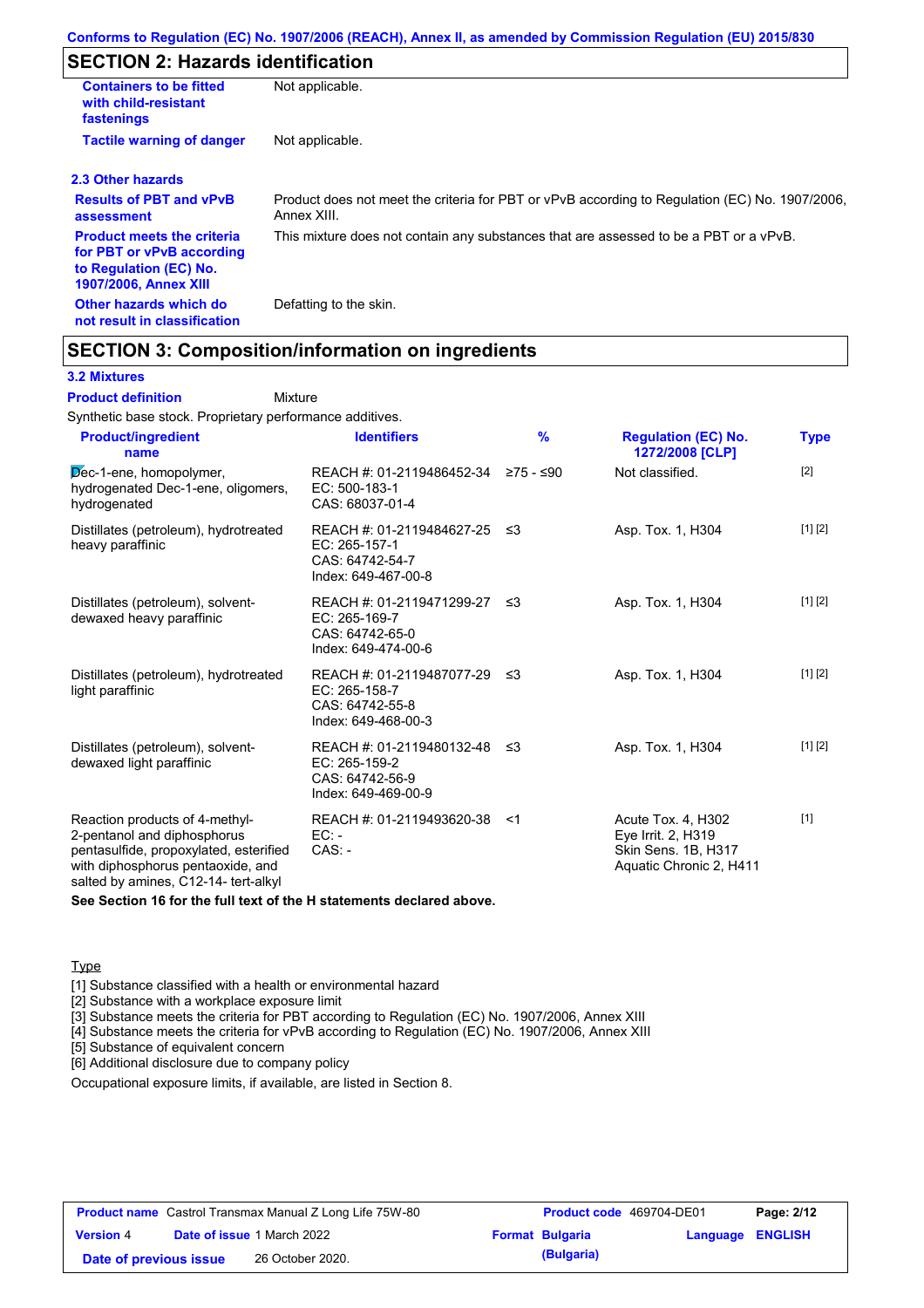## SECTION 2: Hazards identification

| | |
|---|---|
| **Containers to be fitted with child-resistant fastenings** | Not applicable. |
| **Tactile warning of danger** | Not applicable. |

### 2.3 Other hazards

| | |
|---|---|
| **Results of PBT and vPvB assessment** | Product does not meet the criteria for PBT or vPvB according to Regulation (EC) No. 1907/2006, Annex XIII. |
| **Product meets the criteria for PBT or vPvB according to Regulation (EC) No. 1907/2006, Annex XIII** | This mixture does not contain any substances that are assessed to be a PBT or a vPvB. |
| **Other hazards which do not result in classification** | Defatting to the skin. |

## SECTION 3: Composition/information on ingredients

### 3.2 Mixtures

**Product definition** Mixture

Synthetic base stock. Proprietary performance additives.

| Product/ingredient name | Identifiers | % | Regulation (EC) No. 1272/2008 [CLP] | Type |
|---|---|---|---|---|
| Dec-1-ene, homopolymer, hydrogenated Dec-1-ene, oligomers, hydrogenated | REACH #: 01-2119486452-34<br>EC: 500-183-1<br>CAS: 68037-01-4 | ≥75 - ≤90 | Not classified. | [2] |
| Distillates (petroleum), hydrotreated heavy paraffinic | REACH #: 01-2119484627-25<br>EC: 265-157-1<br>CAS: 64742-54-7<br>Index: 649-467-00-8 | ≤3 | Asp. Tox. 1, H304 | [1] [2] |
| Distillates (petroleum), solvent-dewaxed heavy paraffinic | REACH #: 01-2119471299-27<br>EC: 265-169-7<br>CAS: 64742-65-0<br>Index: 649-474-00-6 | ≤3 | Asp. Tox. 1, H304 | [1] [2] |
| Distillates (petroleum), hydrotreated light paraffinic | REACH #: 01-2119487077-29<br>EC: 265-158-7<br>CAS: 64742-55-8<br>Index: 649-468-00-3 | ≤3 | Asp. Tox. 1, H304 | [1] [2] |
| Distillates (petroleum), solvent-dewaxed light paraffinic | REACH #: 01-2119480132-48<br>EC: 265-159-2<br>CAS: 64742-56-9<br>Index: 649-469-00-9 | ≤3 | Asp. Tox. 1, H304 | [1] [2] |
| Reaction products of 4-methyl-2-pentanol and diphosphorus pentasulfide, propoxylated, esterified with diphosphorus pentaoxide, and salted by amines, C12-14- tert-alkyl | REACH #: 01-2119493620-38<br>EC: -<br>CAS: - | <1 | Acute Tox. 4, H302<br>Eye Irrit. 2, H319<br>Skin Sens. 1B, H317<br>Aquatic Chronic 2, H411 | [1] |

**See Section 16 for the full text of the H statements declared above.**

Type

[1] Substance classified with a health or environmental hazard
[2] Substance with a workplace exposure limit
[3] Substance meets the criteria for PBT according to Regulation (EC) No. 1907/2006, Annex XIII
[4] Substance meets the criteria for vPvB according to Regulation (EC) No. 1907/2006, Annex XIII
[5] Substance of equivalent concern
[6] Additional disclosure due to company policy

Occupational exposure limits, if available, are listed in Section 8.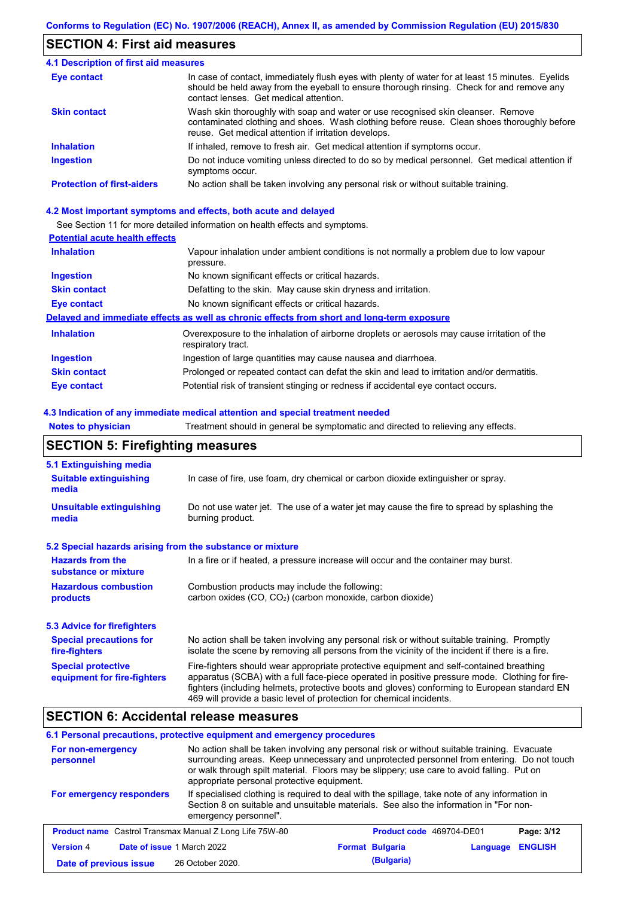## SECTION 4: First aid measures

### 4.1 Description of first aid measures

**Eye contact**
In case of contact, immediately flush eyes with plenty of water for at least 15 minutes. Eyelids should be held away from the eyeball to ensure thorough rinsing. Check for and remove any contact lenses. Get medical attention.

**Skin contact**
Wash skin thoroughly with soap and water or use recognised skin cleanser. Remove contaminated clothing and shoes. Wash clothing before reuse. Clean shoes thoroughly before reuse. Get medical attention if irritation develops.

**Inhalation**
If inhaled, remove to fresh air. Get medical attention if symptoms occur.

**Ingestion**
Do not induce vomiting unless directed to do so by medical personnel. Get medical attention if symptoms occur.

**Protection of first-aiders**
No action shall be taken involving any personal risk or without suitable training.

### 4.2 Most important symptoms and effects, both acute and delayed

See Section 11 for more detailed information on health effects and symptoms.

**Potential acute health effects**

**Inhalation**
Vapour inhalation under ambient conditions is not normally a problem due to low vapour pressure.

**Ingestion**
No known significant effects or critical hazards.

**Skin contact**
Defatting to the skin. May cause skin dryness and irritation.

**Eye contact**
No known significant effects or critical hazards.

**Delayed and immediate effects as well as chronic effects from short and long-term exposure**

**Inhalation**
Overexposure to the inhalation of airborne droplets or aerosols may cause irritation of the respiratory tract.

**Ingestion**
Ingestion of large quantities may cause nausea and diarrhoea.

**Skin contact**
Prolonged or repeated contact can defat the skin and lead to irritation and/or dermatitis.

**Eye contact**
Potential risk of transient stinging or redness if accidental eye contact occurs.

### 4.3 Indication of any immediate medical attention and special treatment needed

**Notes to physician**
Treatment should in general be symptomatic and directed to relieving any effects.

## SECTION 5: Firefighting measures

### 5.1 Extinguishing media

**Suitable extinguishing media**
In case of fire, use foam, dry chemical or carbon dioxide extinguisher or spray.

**Unsuitable extinguishing media**
Do not use water jet. The use of a water jet may cause the fire to spread by splashing the burning product.

### 5.2 Special hazards arising from the substance or mixture

**Hazards from the substance or mixture**
In a fire or if heated, a pressure increase will occur and the container may burst.

**Hazardous combustion products**
Combustion products may include the following:
carbon oxides (CO, $CO_2$) (carbon monoxide, carbon dioxide)

### 5.3 Advice for firefighters

**Special precautions for fire-fighters**
No action shall be taken involving any personal risk or without suitable training. Promptly isolate the scene by removing all persons from the vicinity of the incident if there is a fire.

**Special protective equipment for fire-fighters**
Fire-fighters should wear appropriate protective equipment and self-contained breathing apparatus (SCBA) with a full face-piece operated in positive pressure mode. Clothing for fire-fighters (including helmets, protective boots and gloves) conforming to European standard EN 469 will provide a basic level of protection for chemical incidents.

## SECTION 6: Accidental release measures

### 6.1 Personal precautions, protective equipment and emergency procedures

**For non-emergency personnel**
No action shall be taken involving any personal risk or without suitable training. Evacuate surrounding areas. Keep unnecessary and unprotected personnel from entering. Do not touch or walk through spilt material. Floors may be slippery; use care to avoid falling. Put on appropriate personal protective equipment.

**For emergency responders**
If specialised clothing is required to deal with the spillage, take note of any information in Section 8 on suitable and unsuitable materials. See also the information in "For non-emergency personnel".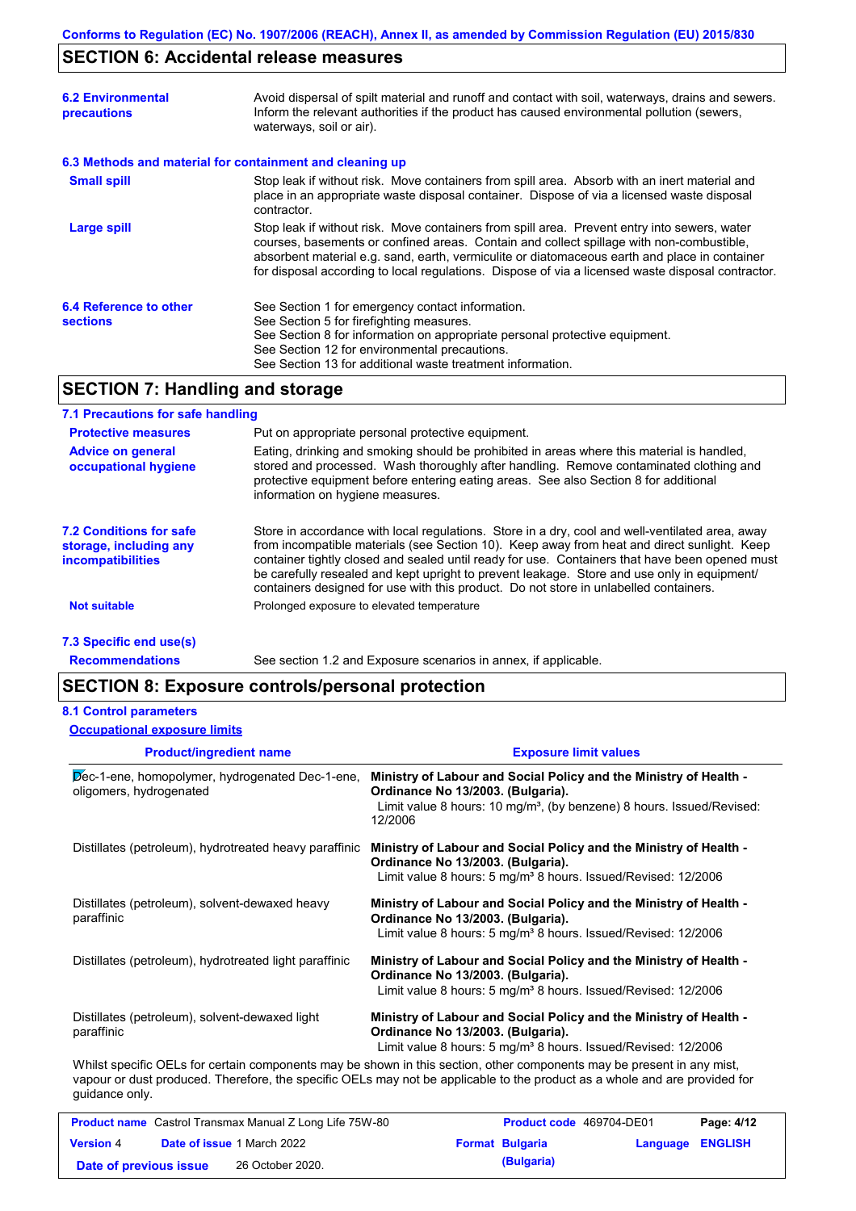## SECTION 6: Accidental release measures

**6.2 Environmental precautions**

Avoid dispersal of spilt material and runoff and contact with soil, waterways, drains and sewers. Inform the relevant authorities if the product has caused environmental pollution (sewers, waterways, soil or air).

**6.3 Methods and material for containment and cleaning up**

**Small spill**

Stop leak if without risk. Move containers from spill area. Absorb with an inert material and place in an appropriate waste disposal container. Dispose of via a licensed waste disposal contractor.

**Large spill**

Stop leak if without risk. Move containers from spill area. Prevent entry into sewers, water courses, basements or confined areas. Contain and collect spillage with non-combustible, absorbent material e.g. sand, earth, vermiculite or diatomaceous earth and place in container for disposal according to local regulations. Dispose of via a licensed waste disposal contractor.

**6.4 Reference to other sections**

See Section 1 for emergency contact information.
See Section 5 for firefighting measures.
See Section 8 for information on appropriate personal protective equipment.
See Section 12 for environmental precautions.
See Section 13 for additional waste treatment information.

## SECTION 7: Handling and storage

**7.1 Precautions for safe handling**

**Protective measures**

Put on appropriate personal protective equipment.

**Advice on general occupational hygiene**

Eating, drinking and smoking should be prohibited in areas where this material is handled, stored and processed. Wash thoroughly after handling. Remove contaminated clothing and protective equipment before entering eating areas. See also Section 8 for additional information on hygiene measures.

**7.2 Conditions for safe storage, including any incompatibilities**

Store in accordance with local regulations. Store in a dry, cool and well-ventilated area, away from incompatible materials (see Section 10). Keep away from heat and direct sunlight. Keep container tightly closed and sealed until ready for use. Containers that have been opened must be carefully resealed and kept upright to prevent leakage. Store and use only in equipment/ containers designed for use with this product. Do not store in unlabelled containers.

**Not suitable**

Prolonged exposure to elevated temperature

**7.3 Specific end use(s)**

**Recommendations**

See section 1.2 and Exposure scenarios in annex, if applicable.

## SECTION 8: Exposure controls/personal protection

**8.1 Control parameters**

**Occupational exposure limits**

| Product/ingredient name | Exposure limit values |
|---|---|
| Dec-1-ene, homopolymer, hydrogenated Dec-1-ene, oligomers, hydrogenated | **Ministry of Labour and Social Policy and the Ministry of Health - Ordinance No 13/2003. (Bulgaria).** Limit value 8 hours: 10 mg/m³, (by benzene) 8 hours. Issued/Revised: 12/2006 |
| Distillates (petroleum), hydrotreated heavy paraffinic | **Ministry of Labour and Social Policy and the Ministry of Health - Ordinance No 13/2003. (Bulgaria).** Limit value 8 hours: 5 mg/m³ 8 hours. Issued/Revised: 12/2006 |
| Distillates (petroleum), solvent-dewaxed heavy paraffinic | **Ministry of Labour and Social Policy and the Ministry of Health - Ordinance No 13/2003. (Bulgaria).** Limit value 8 hours: 5 mg/m³ 8 hours. Issued/Revised: 12/2006 |
| Distillates (petroleum), hydrotreated light paraffinic | **Ministry of Labour and Social Policy and the Ministry of Health - Ordinance No 13/2003. (Bulgaria).** Limit value 8 hours: 5 mg/m³ 8 hours. Issued/Revised: 12/2006 |
| Distillates (petroleum), solvent-dewaxed light paraffinic | **Ministry of Labour and Social Policy and the Ministry of Health - Ordinance No 13/2003. (Bulgaria).** Limit value 8 hours: 5 mg/m³ 8 hours. Issued/Revised: 12/2006 |

Whilst specific OELs for certain components may be shown in this section, other components may be present in any mist, vapour or dust produced. Therefore, the specific OELs may not be applicable to the product as a whole and are provided for guidance only.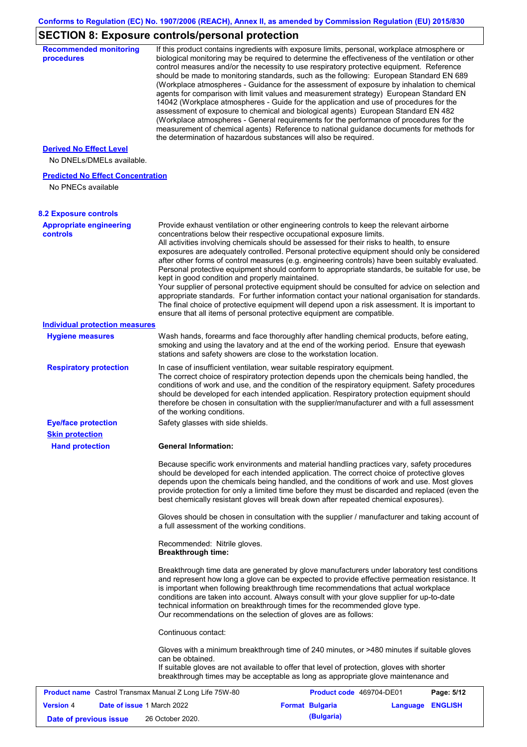## SECTION 8: Exposure controls/personal protection

**Recommended monitoring procedures**

If this product contains ingredients with exposure limits, personal, workplace atmosphere or biological monitoring may be required to determine the effectiveness of the ventilation or other control measures and/or the necessity to use respiratory protective equipment. Reference should be made to monitoring standards, such as the following: European Standard EN 689 (Workplace atmospheres - Guidance for the assessment of exposure by inhalation to chemical agents for comparison with limit values and measurement strategy) European Standard EN 14042 (Workplace atmospheres - Guide for the application and use of procedures for the assessment of exposure to chemical and biological agents) European Standard EN 482 (Workplace atmospheres - General requirements for the performance of procedures for the measurement of chemical agents) Reference to national guidance documents for methods for the determination of hazardous substances will also be required.

**Derived No Effect Level**

No DNELs/DMELs available.

**Predicted No Effect Concentration**

No PNECs available

### 8.2 Exposure controls

**Appropriate engineering controls**

Provide exhaust ventilation or other engineering controls to keep the relevant airborne concentrations below their respective occupational exposure limits.
All activities involving chemicals should be assessed for their risks to health, to ensure exposures are adequately controlled. Personal protective equipment should only be considered after other forms of control measures (e.g. engineering controls) have been suitably evaluated. Personal protective equipment should conform to appropriate standards, be suitable for use, be kept in good condition and properly maintained.
Your supplier of personal protective equipment should be consulted for advice on selection and appropriate standards. For further information contact your national organisation for standards. The final choice of protective equipment will depend upon a risk assessment. It is important to ensure that all items of personal protective equipment are compatible.

**Individual protection measures**

**Hygiene measures**

Wash hands, forearms and face thoroughly after handling chemical products, before eating, smoking and using the lavatory and at the end of the working period. Ensure that eyewash stations and safety showers are close to the workstation location.

**Respiratory protection**

In case of insufficient ventilation, wear suitable respiratory equipment.
The correct choice of respiratory protection depends upon the chemicals being handled, the conditions of work and use, and the condition of the respiratory equipment. Safety procedures should be developed for each intended application. Respiratory protection equipment should therefore be chosen in consultation with the supplier/manufacturer and with a full assessment of the working conditions.

**Eye/face protection**

Safety glasses with side shields.

**Skin protection**

**Hand protection**

**General Information:**

Because specific work environments and material handling practices vary, safety procedures should be developed for each intended application. The correct choice of protective gloves depends upon the chemicals being handled, and the conditions of work and use. Most gloves provide protection for only a limited time before they must be discarded and replaced (even the best chemically resistant gloves will break down after repeated chemical exposures).

Gloves should be chosen in consultation with the supplier / manufacturer and taking account of a full assessment of the working conditions.

Recommended: Nitrile gloves.
**Breakthrough time:**

Breakthrough time data are generated by glove manufacturers under laboratory test conditions and represent how long a glove can be expected to provide effective permeation resistance. It is important when following breakthrough time recommendations that actual workplace conditions are taken into account. Always consult with your glove supplier for up-to-date technical information on breakthrough times for the recommended glove type.
Our recommendations on the selection of gloves are as follows:

Continuous contact:

Gloves with a minimum breakthrough time of 240 minutes, or >480 minutes if suitable gloves can be obtained.
If suitable gloves are not available to offer that level of protection, gloves with shorter breakthrough times may be acceptable as long as appropriate glove maintenance and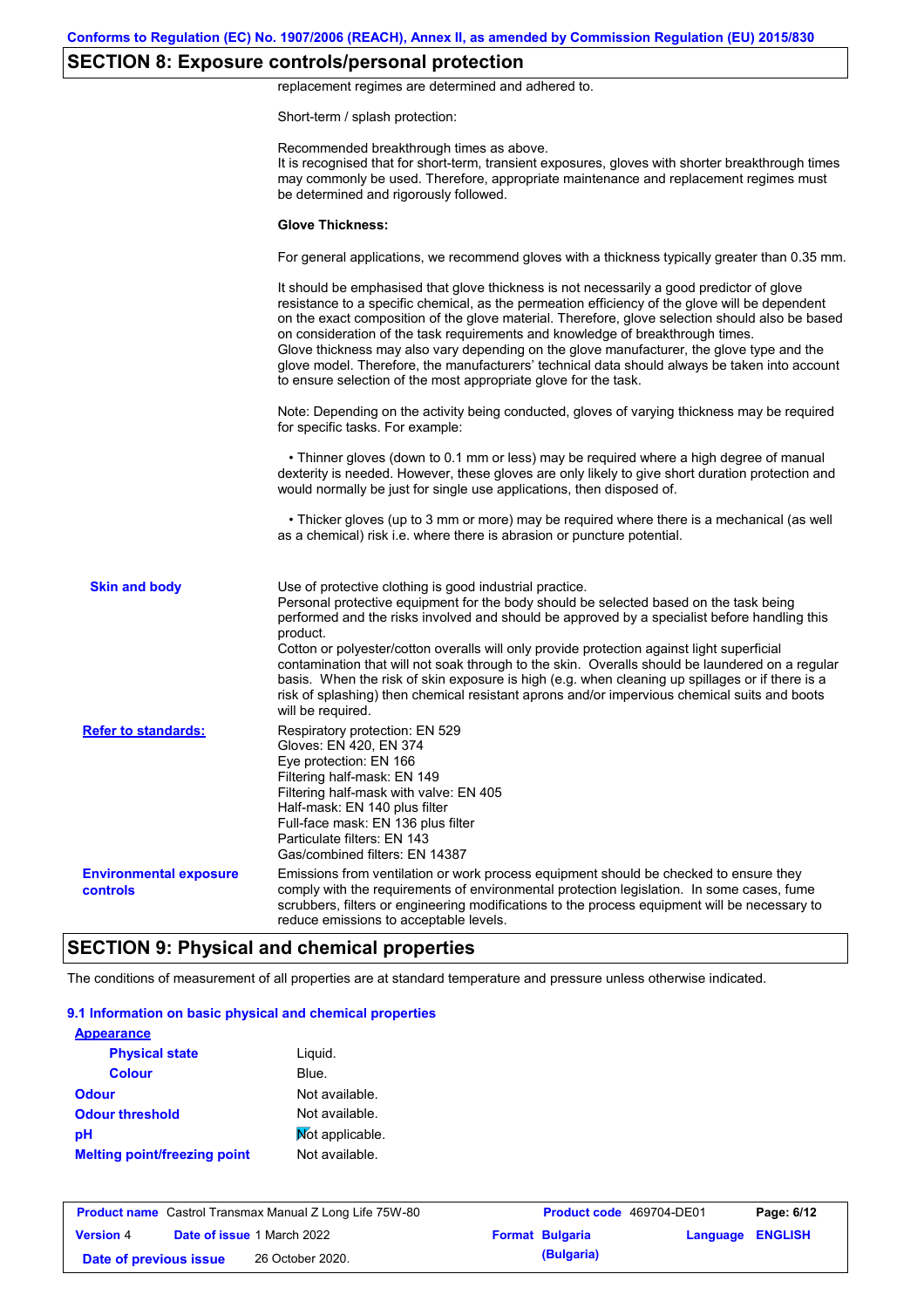## SECTION 8: Exposure controls/personal protection

replacement regimes are determined and adhered to.

Short-term / splash protection:

Recommended breakthrough times as above.
It is recognised that for short-term, transient exposures, gloves with shorter breakthrough times may commonly be used. Therefore, appropriate maintenance and replacement regimes must be determined and rigorously followed.

**Glove Thickness:**

For general applications, we recommend gloves with a thickness typically greater than 0.35 mm.

It should be emphasised that glove thickness is not necessarily a good predictor of glove resistance to a specific chemical, as the permeation efficiency of the glove will be dependent on the exact composition of the glove material. Therefore, glove selection should also be based on consideration of the task requirements and knowledge of breakthrough times.
Glove thickness may also vary depending on the glove manufacturer, the glove type and the glove model. Therefore, the manufacturers' technical data should always be taken into account to ensure selection of the most appropriate glove for the task.

Note: Depending on the activity being conducted, gloves of varying thickness may be required for specific tasks. For example:

• Thinner gloves (down to 0.1 mm or less) may be required where a high degree of manual dexterity is needed. However, these gloves are only likely to give short duration protection and would normally be just for single use applications, then disposed of.

• Thicker gloves (up to 3 mm or more) may be required where there is a mechanical (as well as a chemical) risk i.e. where there is abrasion or puncture potential.

**Skin and body**

Use of protective clothing is good industrial practice.
Personal protective equipment for the body should be selected based on the task being performed and the risks involved and should be approved by a specialist before handling this product.
Cotton or polyester/cotton overalls will only provide protection against light superficial contamination that will not soak through to the skin. Overalls should be laundered on a regular basis. When the risk of skin exposure is high (e.g. when cleaning up spillages or if there is a risk of splashing) then chemical resistant aprons and/or impervious chemical suits and boots will be required.

**Refer to standards:**

Respiratory protection: EN 529
Gloves: EN 420, EN 374
Eye protection: EN 166
Filtering half-mask: EN 149
Filtering half-mask with valve: EN 405
Half-mask: EN 140 plus filter
Full-face mask: EN 136 plus filter
Particulate filters: EN 143
Gas/combined filters: EN 14387

**Environmental exposure controls**

Emissions from ventilation or work process equipment should be checked to ensure they comply with the requirements of environmental protection legislation. In some cases, fume scrubbers, filters or engineering modifications to the process equipment will be necessary to reduce emissions to acceptable levels.

## SECTION 9: Physical and chemical properties

The conditions of measurement of all properties are at standard temperature and pressure unless otherwise indicated.

### 9.1 Information on basic physical and chemical properties

**Appearance**

| | |
|---|---|
| **Physical state** | Liquid. |
| **Colour** | Blue. |
| **Odour** | Not available. |
| **Odour threshold** | Not available. |
| **pH** | Not applicable. |
| **Melting point/freezing point** | Not available. |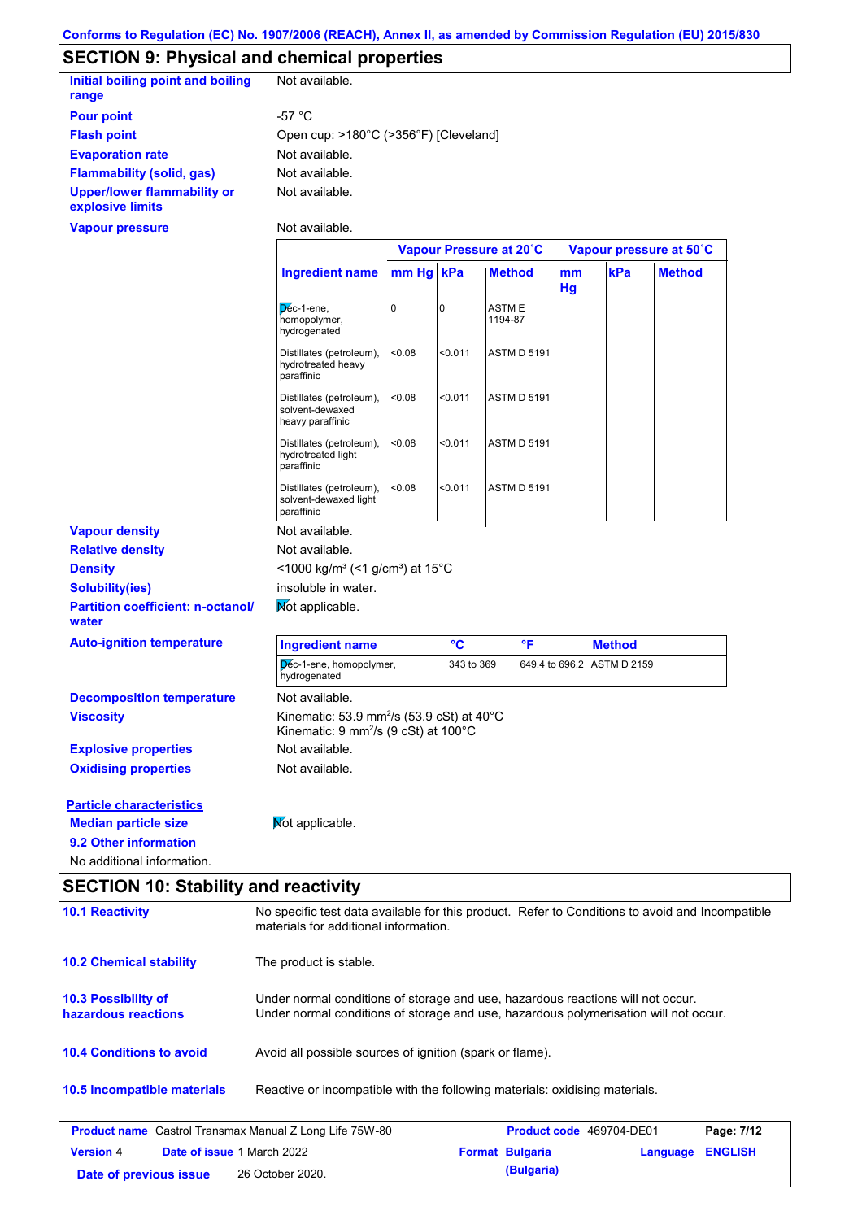Conforms to Regulation (EC) No. 1907/2006 (REACH), Annex II, as amended by Commission Regulation (EU) 2015/830

## SECTION 9: Physical and chemical properties

**Initial boiling point and boiling range** Not available.

**Pour point** -57 °C

**Flash point** Open cup: >180°C (>356°F) [Cleveland]

**Evaporation rate** Not available.

**Flammability (solid, gas)** Not available.

**Upper/lower flammability or explosive limits** Not available.

**Vapour pressure** Not available.

| | Vapour Pressure at 20˚C | | | Vapour pressure at 50˚C | | |
|---|---|---|---|---|---|---|
| **Ingredient name** | **mm Hg** | **kPa** | **Method** | **mm Hg** | **kPa** | **Method** |
| Dec-1-ene, homopolymer, hydrogenated | 0 | 0 | ASTM E 1194-87 | | | |
| Distillates (petroleum), hydrotreated heavy paraffinic | <0.08 | <0.011 | ASTM D 5191 | | | |
| Distillates (petroleum), solvent-dewaxed heavy paraffinic | <0.08 | <0.011 | ASTM D 5191 | | | |
| Distillates (petroleum), hydrotreated light paraffinic | <0.08 | <0.011 | ASTM D 5191 | | | |
| Distillates (petroleum), solvent-dewaxed light paraffinic | <0.08 | <0.011 | ASTM D 5191 | | | |

**Vapour density** Not available.

**Relative density** Not available.

**Density** <1000 kg/m³ (<1 g/cm³) at 15°C

**Solubility(ies)** insoluble in water.

**Partition coefficient: n-octanol/water** Not applicable.

**Auto-ignition temperature**

| Ingredient name | °C | °F | Method |
|---|---|---|---|
| Dec-1-ene, homopolymer, hydrogenated | 343 to 369 | 649.4 to 696.2 | ASTM D 2159 |

**Decomposition temperature** Not available.

**Viscosity** Kinematic: 53.9 mm²/s (53.9 cSt) at 40°C
Kinematic: 9 mm²/s (9 cSt) at 100°C

**Explosive properties** Not available.

**Oxidising properties** Not available.

**Particle characteristics**

**Median particle size** Not applicable.

**9.2 Other information**

No additional information.

## SECTION 10: Stability and reactivity

**10.1 Reactivity** No specific test data available for this product. Refer to Conditions to avoid and Incompatible materials for additional information.

**10.2 Chemical stability** The product is stable.

**10.3 Possibility of hazardous reactions** Under normal conditions of storage and use, hazardous reactions will not occur.
Under normal conditions of storage and use, hazardous polymerisation will not occur.

**10.4 Conditions to avoid** Avoid all possible sources of ignition (spark or flame).

**10.5 Incompatible materials** Reactive or incompatible with the following materials: oxidising materials.

| **Product name** Castrol Transmax Manual Z Long Life 75W-80 | | **Product code** 469704-DE01 | |
|---|---|---|---|
| **Version** 4 | **Date of issue** 1 March 2022 | **Format** Bulgaria (Bulgaria) | **Language** ENGLISH |
| **Date of previous issue** | 26 October 2020. | | |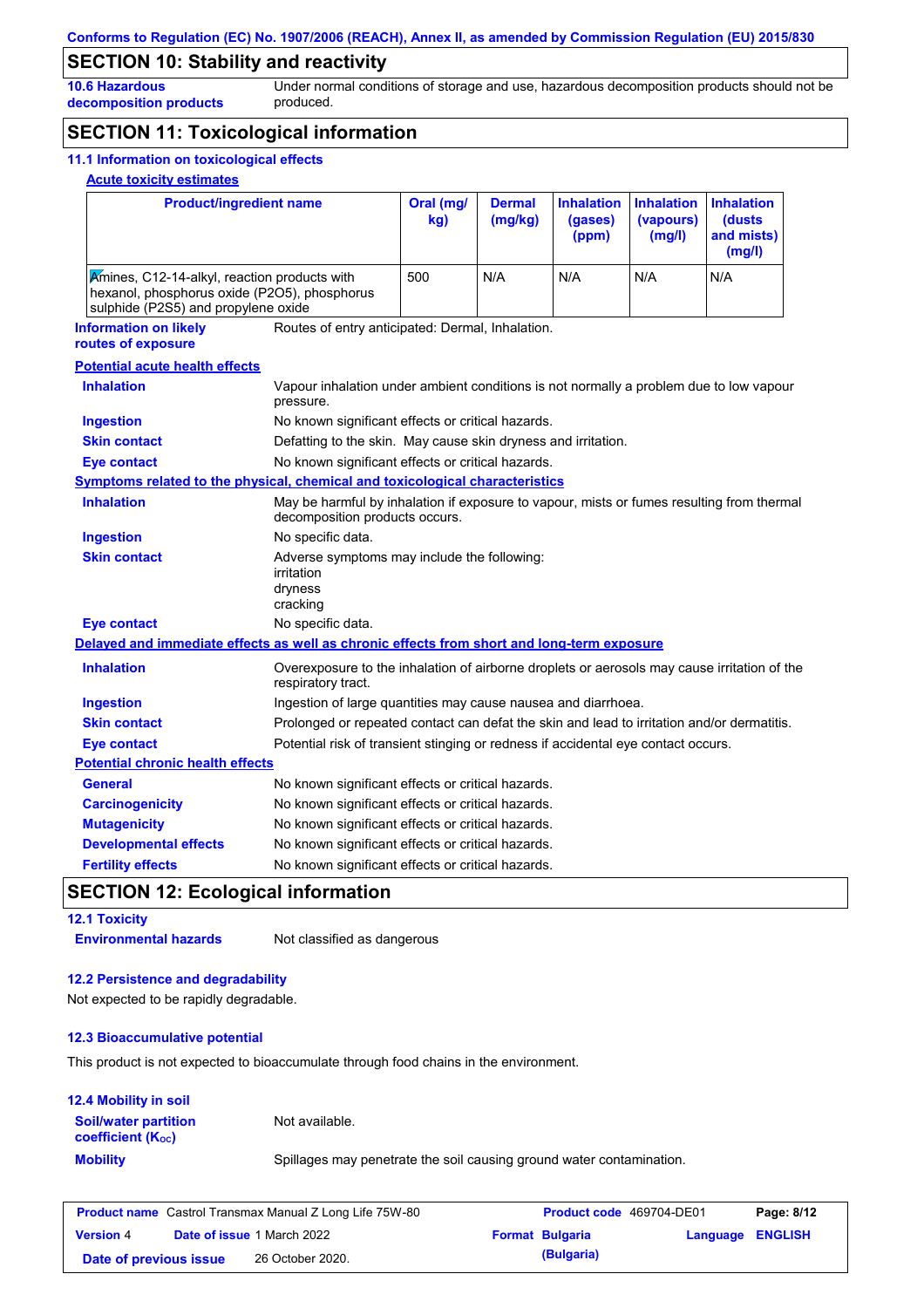## SECTION 10: Stability and reactivity

**10.6 Hazardous decomposition products**: Under normal conditions of storage and use, hazardous decomposition products should not be produced.

## SECTION 11: Toxicological information

### 11.1 Information on toxicological effects

**Acute toxicity estimates**

| Product/ingredient name | Oral (mg/kg) | Dermal (mg/kg) | Inhalation (gases) (ppm) | Inhalation (vapours) (mg/l) | Inhalation (dusts and mists) (mg/l) |
|---|---|---|---|---|---|
| Amines, C12-14-alkyl, reaction products with hexanol, phosphorus oxide (P2O5), phosphorus sulphide (P2S5) and propylene oxide | 500 | N/A | N/A | N/A | N/A |

**Information on likely routes of exposure**: Routes of entry anticipated: Dermal, Inhalation.

**Potential acute health effects**

- **Inhalation**: Vapour inhalation under ambient conditions is not normally a problem due to low vapour pressure.
- **Ingestion**: No known significant effects or critical hazards.
- **Skin contact**: Defatting to the skin. May cause skin dryness and irritation.
- **Eye contact**: No known significant effects or critical hazards.

**Symptoms related to the physical, chemical and toxicological characteristics**

- **Inhalation**: May be harmful by inhalation if exposure to vapour, mists or fumes resulting from thermal decomposition products occurs.
- **Ingestion**: No specific data.
- **Skin contact**: Adverse symptoms may include the following:
  irritation
  dryness
  cracking
- **Eye contact**: No specific data.

**Delayed and immediate effects as well as chronic effects from short and long-term exposure**

- **Inhalation**: Overexposure to the inhalation of airborne droplets or aerosols may cause irritation of the respiratory tract.
- **Ingestion**: Ingestion of large quantities may cause nausea and diarrhoea.
- **Skin contact**: Prolonged or repeated contact can defat the skin and lead to irritation and/or dermatitis.
- **Eye contact**: Potential risk of transient stinging or redness if accidental eye contact occurs.

**Potential chronic health effects**

- **General**: No known significant effects or critical hazards.
- **Carcinogenicity**: No known significant effects or critical hazards.
- **Mutagenicity**: No known significant effects or critical hazards.
- **Developmental effects**: No known significant effects or critical hazards.
- **Fertility effects**: No known significant effects or critical hazards.

## SECTION 12: Ecological information

### 12.1 Toxicity

**Environmental hazards**: Not classified as dangerous

### 12.2 Persistence and degradability

Not expected to be rapidly degradable.

### 12.3 Bioaccumulative potential

This product is not expected to bioaccumulate through food chains in the environment.

### 12.4 Mobility in soil

**Soil/water partition coefficient ($K_{OC}$)**: Not available.

**Mobility**: Spillages may penetrate the soil causing ground water contamination.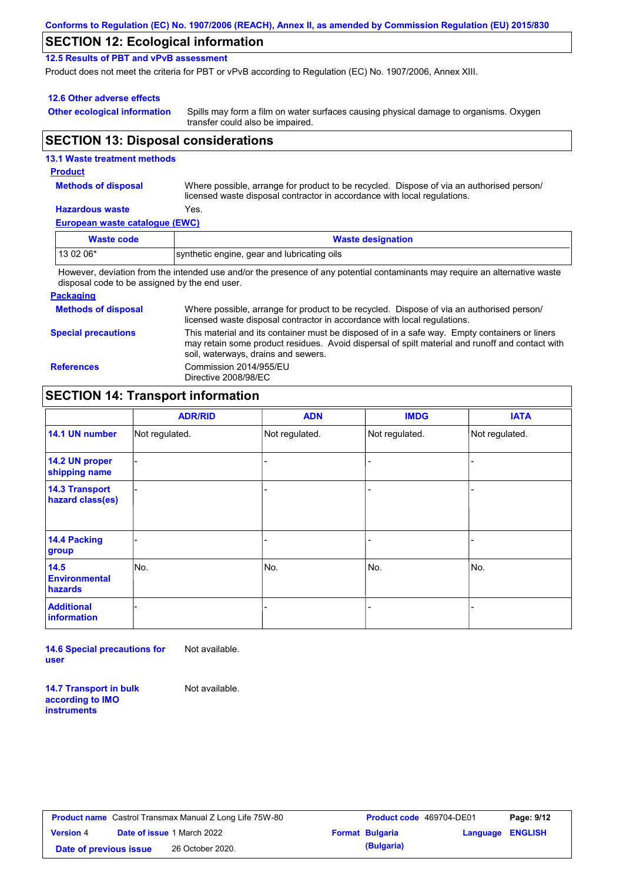## SECTION 12: Ecological information

### 12.5 Results of PBT and vPvB assessment

Product does not meet the criteria for PBT or vPvB according to Regulation (EC) No. 1907/2006, Annex XIII.

### 12.6 Other adverse effects

**Other ecological information** Spills may form a film on water surfaces causing physical damage to organisms. Oxygen transfer could also be impaired.

## SECTION 13: Disposal considerations

### 13.1 Waste treatment methods

**Product**

**Methods of disposal** Where possible, arrange for product to be recycled. Dispose of via an authorised person/ licensed waste disposal contractor in accordance with local regulations.

**Hazardous waste** Yes.

**European waste catalogue (EWC)**

| Waste code | Waste designation |
|---|---|
| 13 02 06* | synthetic engine, gear and lubricating oils |

However, deviation from the intended use and/or the presence of any potential contaminants may require an alternative waste disposal code to be assigned by the end user.

**Packaging**

**Methods of disposal** Where possible, arrange for product to be recycled. Dispose of via an authorised person/ licensed waste disposal contractor in accordance with local regulations.

**Special precautions** This material and its container must be disposed of in a safe way. Empty containers or liners may retain some product residues. Avoid dispersal of spilt material and runoff and contact with soil, waterways, drains and sewers.

**References** Commission 2014/955/EU
Directive 2008/98/EC

## SECTION 14: Transport information

| | ADR/RID | ADN | IMDG | IATA |
|---|---|---|---|---|
| **14.1 UN number** | Not regulated. | Not regulated. | Not regulated. | Not regulated. |
| **14.2 UN proper shipping name** | - | - | - | - |
| **14.3 Transport hazard class(es)** | - | - | - | - |
| **14.4 Packing group** | - | - | - | - |
| **14.5 Environmental hazards** | No. | No. | No. | No. |
| **Additional information** | - | - | - | - |

**14.6 Special precautions for user** Not available.

**14.7 Transport in bulk according to IMO instruments** Not available.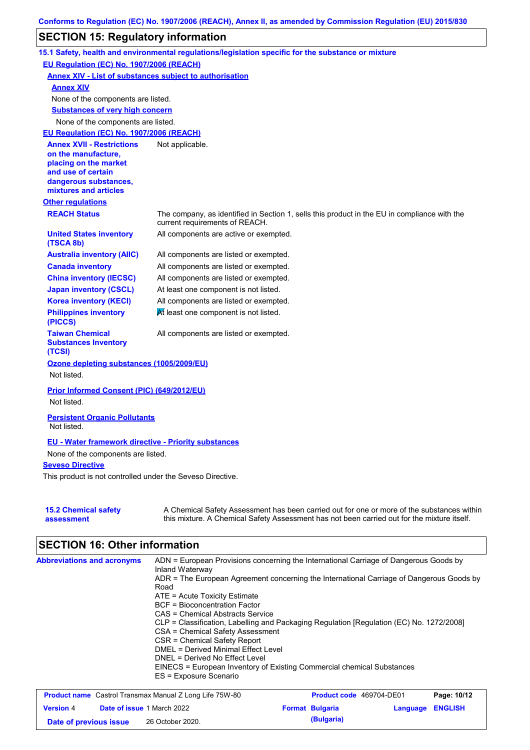Conforms to Regulation (EC) No. 1907/2006 (REACH), Annex II, as amended by Commission Regulation (EU) 2015/830

## SECTION 15: Regulatory information

### 15.1 Safety, health and environmental regulations/legislation specific for the substance or mixture

**EU Regulation (EC) No. 1907/2006 (REACH)**

**Annex XIV - List of substances subject to authorisation**

**Annex XIV**

None of the components are listed.

**Substances of very high concern**

None of the components are listed.

**EU Regulation (EC) No. 1907/2006 (REACH)**

| | |
|---|---|
| **Annex XVII - Restrictions on the manufacture, placing on the market and use of certain dangerous substances, mixtures and articles** | Not applicable. |

**Other regulations**

| | |
|---|---|
| **REACH Status** | The company, as identified in Section 1, sells this product in the EU in compliance with the current requirements of REACH. |
| **United States inventory (TSCA 8b)** | All components are active or exempted. |
| **Australia inventory (AIIC)** | All components are listed or exempted. |
| **Canada inventory** | All components are listed or exempted. |
| **China inventory (IECSC)** | All components are listed or exempted. |
| **Japan inventory (CSCL)** | At least one component is not listed. |
| **Korea inventory (KECI)** | All components are listed or exempted. |
| **Philippines inventory (PICCS)** | At least one component is not listed. |
| **Taiwan Chemical Substances Inventory (TCSI)** | All components are listed or exempted. |

**Ozone depleting substances (1005/2009/EU)**

Not listed.

**Prior Informed Consent (PIC) (649/2012/EU)**

Not listed.

**Persistent Organic Pollutants**

Not listed.

**EU - Water framework directive - Priority substances**

None of the components are listed.

**Seveso Directive**

This product is not controlled under the Seveso Directive.

| | |
|---|---|
| **15.2 Chemical safety assessment** | A Chemical Safety Assessment has been carried out for one or more of the substances within this mixture. A Chemical Safety Assessment has not been carried out for the mixture itself. |

## SECTION 16: Other information

**Abbreviations and acronyms**

ADN = European Provisions concerning the International Carriage of Dangerous Goods by Inland Waterway
ADR = The European Agreement concerning the International Carriage of Dangerous Goods by Road
ATE = Acute Toxicity Estimate
BCF = Bioconcentration Factor
CAS = Chemical Abstracts Service
CLP = Classification, Labelling and Packaging Regulation [Regulation (EC) No. 1272/2008]
CSA = Chemical Safety Assessment
CSR = Chemical Safety Report
DMEL = Derived Minimal Effect Level
DNEL = Derived No Effect Level
EINECS = European Inventory of Existing Commercial chemical Substances
ES = Exposure Scenario

| | | | |
|---|---|---|---|
| **Product name** Castrol Transmax Manual Z Long Life 75W-80 | | **Product code** 469704-DE01 | |
| **Version** 4 | **Date of issue** 1 March 2022 | **Format** Bulgaria (Bulgaria) | **Language** ENGLISH |
| **Date of previous issue** | 26 October 2020. | | |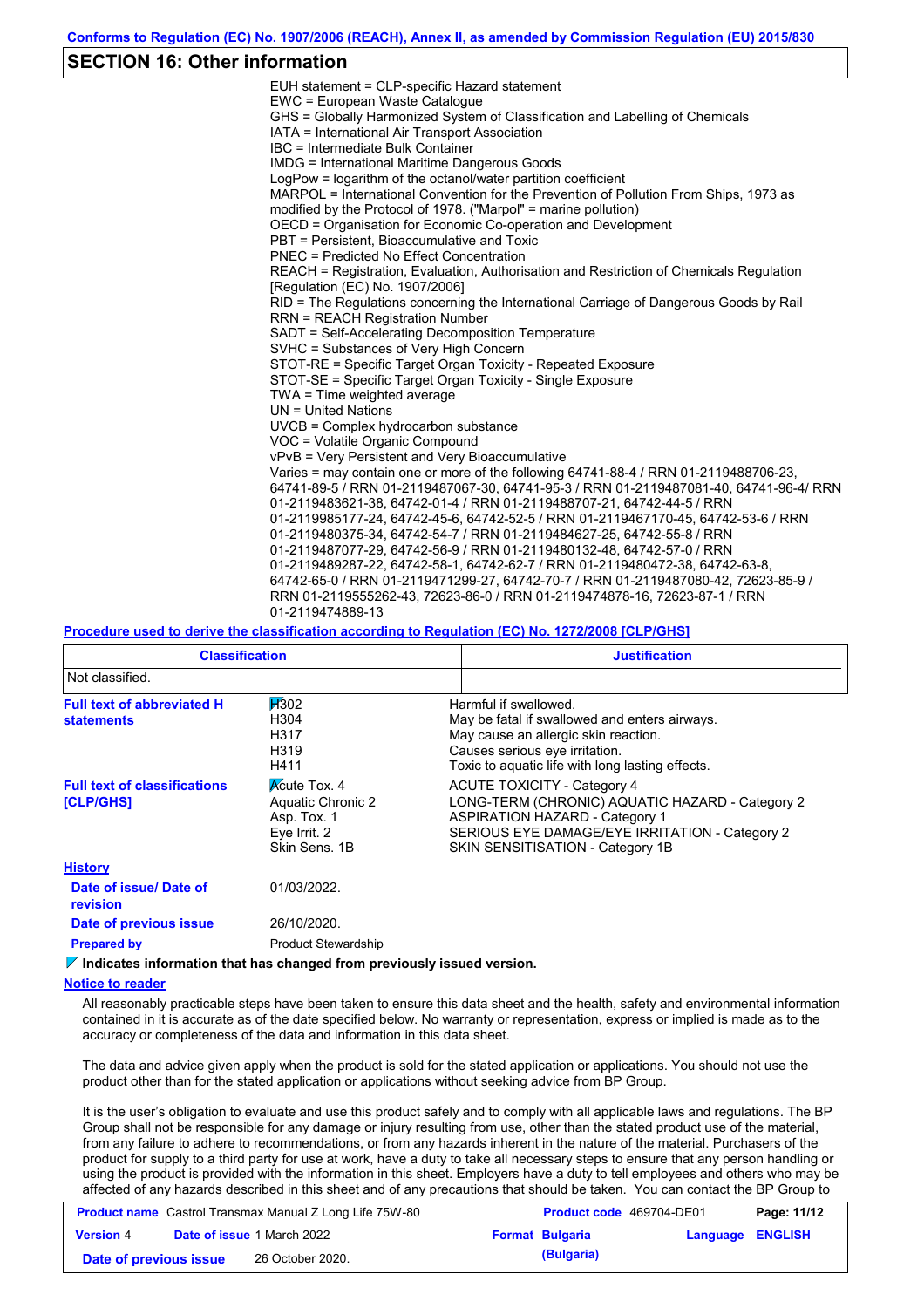## SECTION 16: Other information

EUH statement = CLP-specific Hazard statement
EWC = European Waste Catalogue
GHS = Globally Harmonized System of Classification and Labelling of Chemicals
IATA = International Air Transport Association
IBC = Intermediate Bulk Container
IMDG = International Maritime Dangerous Goods
LogPow = logarithm of the octanol/water partition coefficient
MARPOL = International Convention for the Prevention of Pollution From Ships, 1973 as modified by the Protocol of 1978. ("Marpol" = marine pollution)
OECD = Organisation for Economic Co-operation and Development
PBT = Persistent, Bioaccumulative and Toxic
PNEC = Predicted No Effect Concentration
REACH = Registration, Evaluation, Authorisation and Restriction of Chemicals Regulation [Regulation (EC) No. 1907/2006]
RID = The Regulations concerning the International Carriage of Dangerous Goods by Rail
RRN = REACH Registration Number
SADT = Self-Accelerating Decomposition Temperature
SVHC = Substances of Very High Concern
STOT-RE = Specific Target Organ Toxicity - Repeated Exposure
STOT-SE = Specific Target Organ Toxicity - Single Exposure
TWA = Time weighted average
UN = United Nations
UVCB = Complex hydrocarbon substance
VOC = Volatile Organic Compound
vPvB = Very Persistent and Very Bioaccumulative
Varies = may contain one or more of the following 64741-88-4 / RRN 01-2119488706-23, 64741-89-5 / RRN 01-2119487067-30, 64741-95-3 / RRN 01-2119487081-40, 64741-96-4/ RRN 01-2119483621-38, 64742-01-4 / RRN 01-2119488707-21, 64742-44-5 / RRN 01-2119985177-24, 64742-45-6, 64742-52-5 / RRN 01-2119467170-45, 64742-53-6 / RRN 01-2119480375-34, 64742-54-7 / RRN 01-2119484627-25, 64742-55-8 / RRN 01-2119487077-29, 64742-56-9 / RRN 01-2119480132-48, 64742-57-0 / RRN 01-2119489287-22, 64742-58-1, 64742-62-7 / RRN 01-2119480472-38, 64742-63-8, 64742-65-0 / RRN 01-2119471299-27, 64742-70-7 / RRN 01-2119487080-42, 72623-85-9 / RRN 01-2119555262-43, 72623-86-0 / RRN 01-2119474878-16, 72623-87-1 / RRN 01-2119474889-13

**Procedure used to derive the classification according to Regulation (EC) No. 1272/2008 [CLP/GHS]**

| Classification | Justification |
|---|---|
| Not classified. | |

**Full text of abbreviated H statements**

| | |
|---|---|
| H302 | Harmful if swallowed. |
| H304 | May be fatal if swallowed and enters airways. |
| H317 | May cause an allergic skin reaction. |
| H319 | Causes serious eye irritation. |
| H411 | Toxic to aquatic life with long lasting effects. |

**Full text of classifications [CLP/GHS]**

| | |
|---|---|
| Acute Tox. 4 | ACUTE TOXICITY - Category 4 |
| Aquatic Chronic 2 | LONG-TERM (CHRONIC) AQUATIC HAZARD - Category 2 |
| Asp. Tox. 1 | ASPIRATION HAZARD - Category 1 |
| Eye Irrit. 2 | SERIOUS EYE DAMAGE/EYE IRRITATION - Category 2 |
| Skin Sens. 1B | SKIN SENSITISATION - Category 1B |

**History**

**Date of issue/ Date of revision** 01/03/2022.

**Date of previous issue** 26/10/2020.

**Prepared by** Product Stewardship

**Indicates information that has changed from previously issued version.**

**Notice to reader**

All reasonably practicable steps have been taken to ensure this data sheet and the health, safety and environmental information contained in it is accurate as of the date specified below. No warranty or representation, express or implied is made as to the accuracy or completeness of the data and information in this data sheet.

The data and advice given apply when the product is sold for the stated application or applications. You should not use the product other than for the stated application or applications without seeking advice from BP Group.

It is the user's obligation to evaluate and use this product safely and to comply with all applicable laws and regulations. The BP Group shall not be responsible for any damage or injury resulting from use, other than the stated product use of the material, from any failure to adhere to recommendations, or from any hazards inherent in the nature of the material. Purchasers of the product for supply to a third party for use at work, have a duty to take all necessary steps to ensure that any person handling or using the product is provided with the information in this sheet. Employers have a duty to tell employees and others who may be affected of any hazards described in this sheet and of any precautions that should be taken. You can contact the BP Group to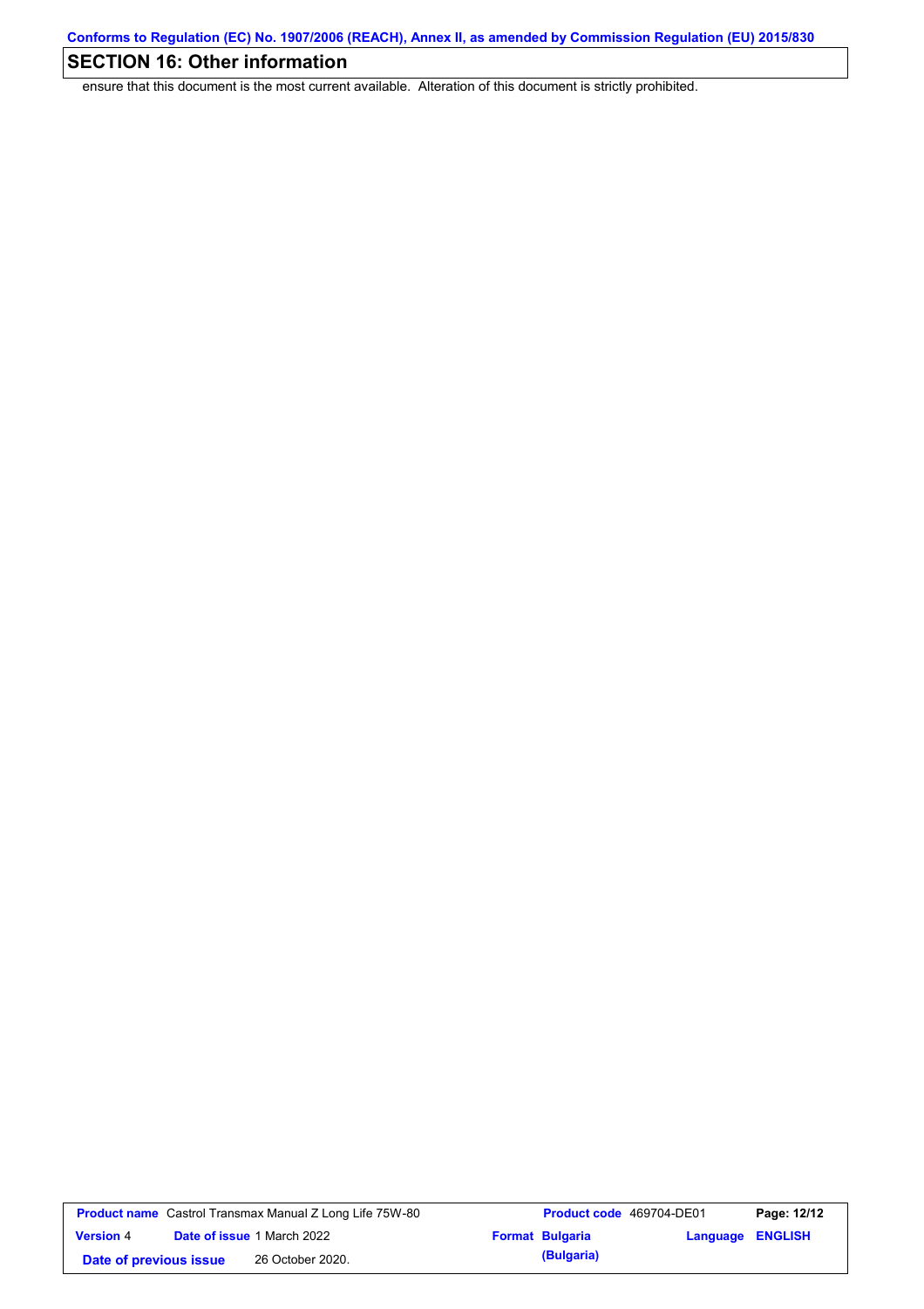## SECTION 16: Other information

ensure that this document is the most current available.  Alteration of this document is strictly prohibited.